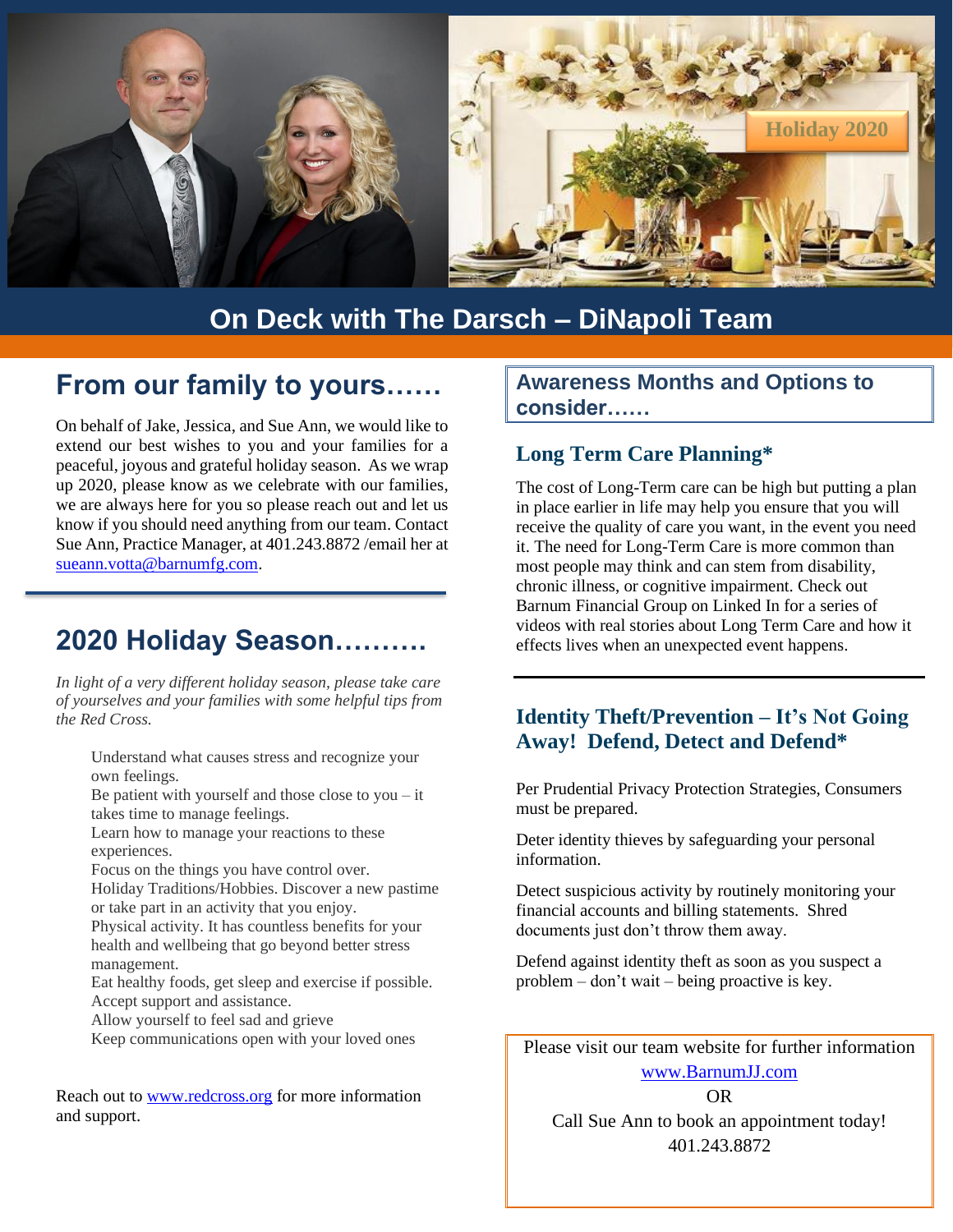Holiday 2020

# On Deck with The Darsch – DiNapoli Team

## From our family to yours……

On behalf of Jake, Jessica, and Sue Ann, we would like to extend our best wishes to you and your families for a peaceful, joyous and grateful holiday season. As we wrap up 2020, please know as we celebrate with our families, we are always here for you so please reach out and let us know if you should need anything from our team. Contact Sue Ann, Practice Manager, at 401.243.8872 /email her at sueann.votta@barnumfg.com.

## 2020 Holiday Season……….

*In light of a very different holiday season, please take care of yourselves and your families with some helpful tips from the Red Cross.*

- Understand what causes stress and recognize your own feelings.
- Be patient with yourself and those close to you – it takes time to manage feelings.
- Learn how to manage your reactions to these experiences.
- Focus on the things you have control over.
- Holiday Traditions/Hobbies. Discover a new pastime or take part in an activity that you enjoy.
- Physical activity. It has countless benefits for your health and wellbeing that go beyond better stress management.
- Eat healthy foods, get sleep and exercise if possible.
- Accept support and assistance.
- Allow yourself to feel sad and grieve
- Keep communications open with your loved ones

Reach out to www.redcross.org for more information and support.

## Awareness Months and Options to consider……

### Long Term Care Planning*

The cost of Long-Term care can be high but putting a plan in place earlier in life may help you ensure that you will receive the quality of care you want, in the event you need it. The need for Long-Term Care is more common than most people may think and can stem from disability, chronic illness, or cognitive impairment. Check out Barnum Financial Group on Linked In for a series of videos with real stories about Long Term Care and how it effects lives when an unexpected event happens.

### Identity Theft/Prevention – It's Not Going Away! Defend, Detect and Defend*

Per Prudential Privacy Protection Strategies, Consumers must be prepared.

Deter identity thieves by safeguarding your personal information.

Detect suspicious activity by routinely monitoring your financial accounts and billing statements. Shred documents just don't throw them away.

Defend against identity theft as soon as you suspect a problem – don't wait – being proactive is key.

Please visit our team website for further information

www.BarnumJJ.com

OR

Call Sue Ann to book an appointment today!

401.243.8872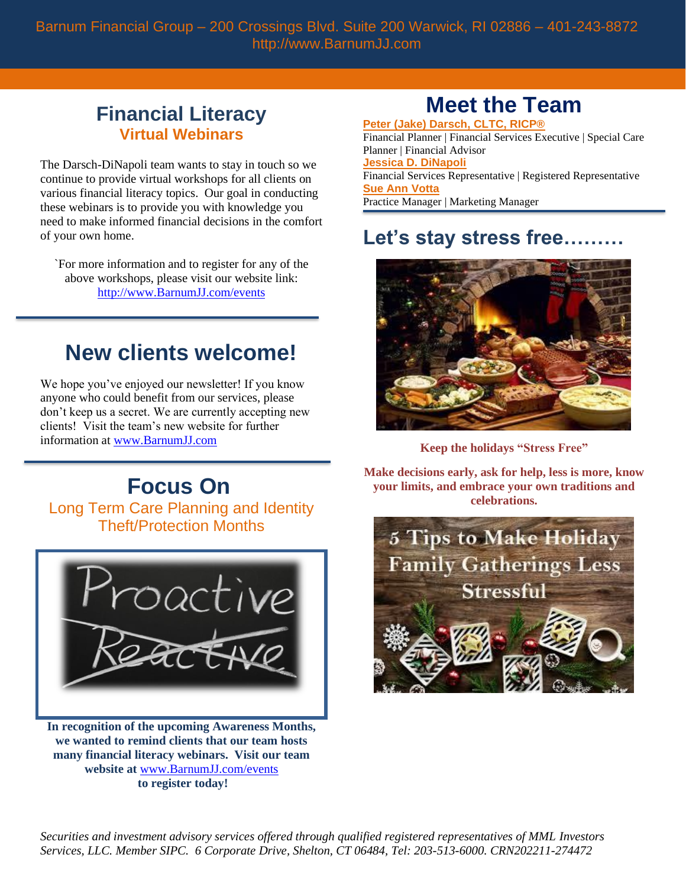Barnum Financial Group – 200 Crossings Blvd. Suite 200 Warwick, RI 02886 – 401-243-8872
http://www.BarnumJJ.com

## Financial Literacy

### Virtual Webinars

The Darsch-DiNapoli team wants to stay in touch so we continue to provide virtual workshops for all clients on various financial literacy topics. Our goal in conducting these webinars is to provide you with knowledge you need to make informed financial decisions in the comfort of your own home.

`For more information and to register for any of the above workshops, please visit our website link: http://www.BarnumJJ.com/events

## New clients welcome!

We hope you've enjoyed our newsletter! If you know anyone who could benefit from our services, please don't keep us a secret. We are currently accepting new clients! Visit the team's new website for further information at www.BarnumJJ.com

## Focus On

### Long Term Care Planning and Identity Theft/Protection Months

**In recognition of the upcoming Awareness Months, we wanted to remind clients that our team hosts many financial literacy webinars. Visit our team website at www.BarnumJJ.com/events to register today!**

## Meet the Team

**Peter (Jake) Darsch, CLTC, RICP®**
Financial Planner | Financial Services Executive | Special Care Planner | Financial Advisor

**Jessica D. DiNapoli**
Financial Services Representative | Registered Representative

**Sue Ann Votta**
Practice Manager | Marketing Manager

## Let's stay stress free………

**Keep the holidays "Stress Free"**

**Make decisions early, ask for help, less is more, know your limits, and embrace your own traditions and celebrations.**

*Securities and investment advisory services offered through qualified registered representatives of MML Investors Services, LLC. Member SIPC. 6 Corporate Drive, Shelton, CT 06484, Tel: 203-513-6000. CRN202211-274472*